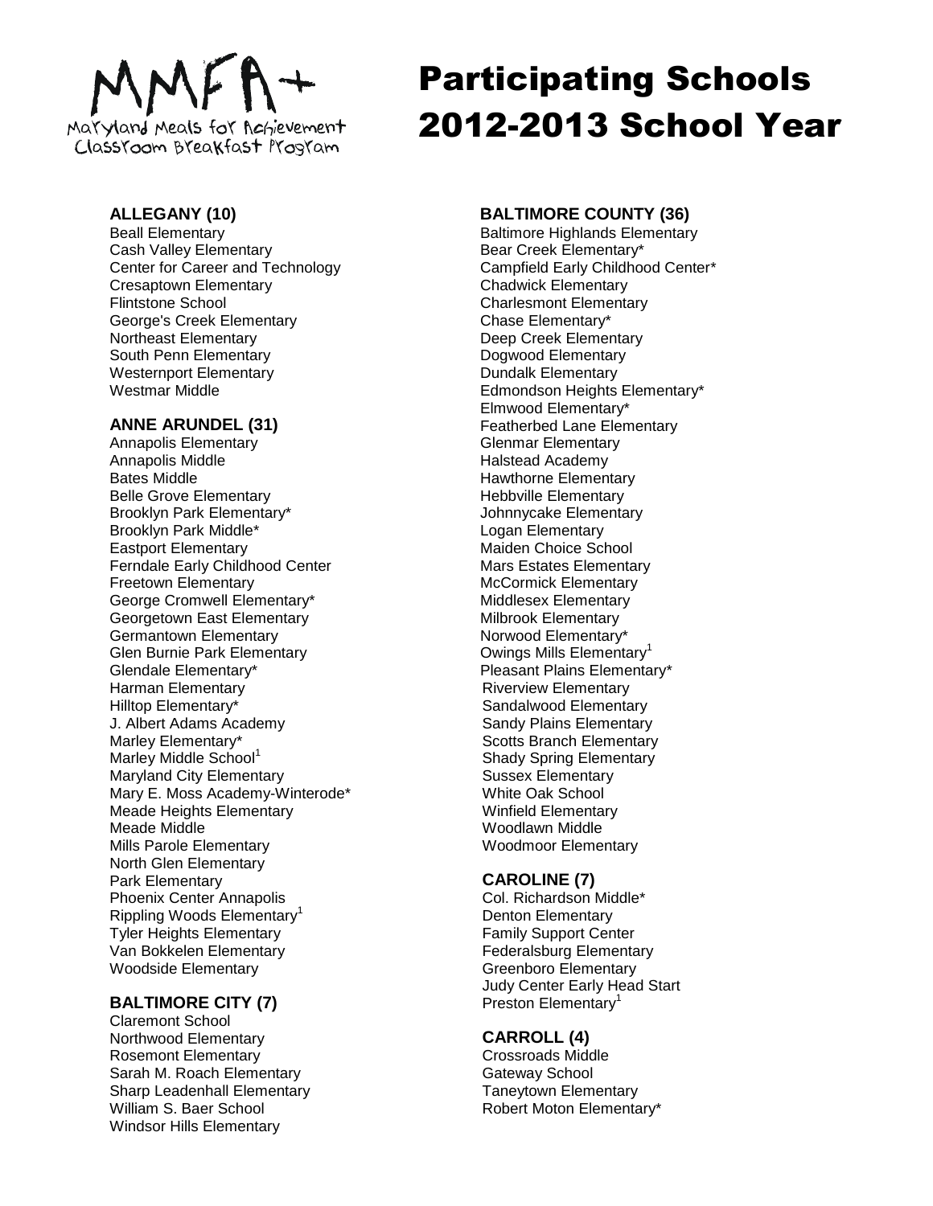MMFA+
Maryland Meals for Achievement
Classroom Breakfast Program

# Participating Schools 2012-2013 School Year

### ALLEGANY (10)

Beall Elementary
Cash Valley Elementary
Center for Career and Technology
Cresaptown Elementary
Flintstone School
George's Creek Elementary
Northeast Elementary
South Penn Elementary
Westernport Elementary
Westmar Middle

### ANNE ARUNDEL (31)

Annapolis Elementary
Annapolis Middle
Bates Middle
Belle Grove Elementary
Brooklyn Park Elementary*
Brooklyn Park Middle*
Eastport Elementary
Ferndale Early Childhood Center
Freetown Elementary
George Cromwell Elementary*
Georgetown East Elementary
Germantown Elementary
Glen Burnie Park Elementary
Glendale Elementary*
Harman Elementary
Hilltop Elementary*
J. Albert Adams Academy
Marley Elementary*
Marley Middle School[1]
Maryland City Elementary
Mary E. Moss Academy-Winterode*
Meade Heights Elementary
Meade Middle
Mills Parole Elementary
North Glen Elementary
Park Elementary
Phoenix Center Annapolis
Rippling Woods Elementary[1]
Tyler Heights Elementary
Van Bokkelen Elementary
Woodside Elementary

### BALTIMORE CITY (7)

Claremont School
Northwood Elementary
Rosemont Elementary
Sarah M. Roach Elementary
Sharp Leadenhall Elementary
William S. Baer School
Windsor Hills Elementary

### BALTIMORE COUNTY (36)

Baltimore Highlands Elementary
Bear Creek Elementary*
Campfield Early Childhood Center*
Chadwick Elementary
Charlesmont Elementary
Chase Elementary*
Deep Creek Elementary
Dogwood Elementary
Dundalk Elementary
Edmondson Heights Elementary*
Elmwood Elementary*
Featherbed Lane Elementary
Glenmar Elementary
Halstead Academy
Hawthorne Elementary
Hebbville Elementary
Johnnycake Elementary
Logan Elementary
Maiden Choice School
Mars Estates Elementary
McCormick Elementary
Middlesex Elementary
Milbrook Elementary
Norwood Elementary*
Owings Mills Elementary[1]
Pleasant Plains Elementary*
Riverview Elementary
Sandalwood Elementary
Sandy Plains Elementary
Scotts Branch Elementary
Shady Spring Elementary
Sussex Elementary
White Oak School
Winfield Elementary
Woodlawn Middle
Woodmoor Elementary

### CAROLINE (7)

Col. Richardson Middle*
Denton Elementary
Family Support Center
Federalsburg Elementary
Greenboro Elementary
Judy Center Early Head Start
Preston Elementary[1]

### CARROLL (4)

Crossroads Middle
Gateway School
Taneytown Elementary
Robert Moton Elementary*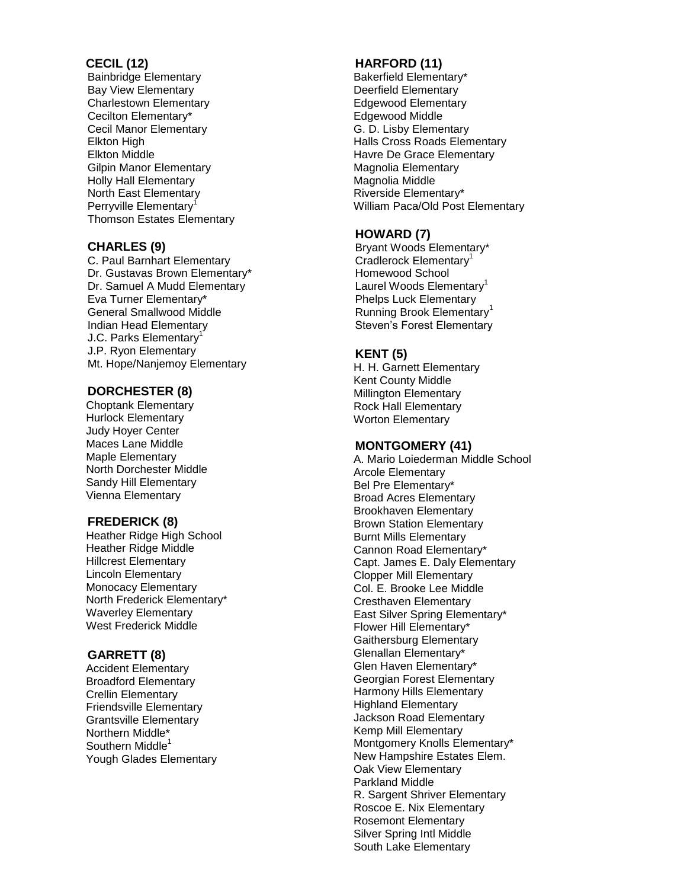**CECIL (12)**

Bainbridge Elementary
Bay View Elementary
Charlestown Elementary
Cecilton Elementary*
Cecil Manor Elementary
Elkton High
Elkton Middle
Gilpin Manor Elementary
Holly Hall Elementary
North East Elementary
Perryville Elementary[1]
Thomson Estates Elementary

**CHARLES (9)**

C. Paul Barnhart Elementary
Dr. Gustavas Brown Elementary*
Dr. Samuel A Mudd Elementary
Eva Turner Elementary*
General Smallwood Middle
Indian Head Elementary
J.C. Parks Elementary[1]
J.P. Ryon Elementary
Mt. Hope/Nanjemoy Elementary

**DORCHESTER (8)**

Choptank Elementary
Hurlock Elementary
Judy Hoyer Center
Maces Lane Middle
Maple Elementary
North Dorchester Middle
Sandy Hill Elementary
Vienna Elementary

**FREDERICK (8)**

Heather Ridge High School
Heather Ridge Middle
Hillcrest Elementary
Lincoln Elementary
Monocacy Elementary
North Frederick Elementary*
Waverley Elementary
West Frederick Middle

**GARRETT (8)**

Accident Elementary
Broadford Elementary
Crellin Elementary
Friendsville Elementary
Grantsville Elementary
Northern Middle*
Southern Middle[1]
Yough Glades Elementary

**HARFORD (11)**

Bakerfield Elementary*
Deerfield Elementary
Edgewood Elementary
Edgewood Middle
G. D. Lisby Elementary
Halls Cross Roads Elementary
Havre De Grace Elementary
Magnolia Elementary
Magnolia Middle
Riverside Elementary*
William Paca/Old Post Elementary

**HOWARD (7)**

Bryant Woods Elementary*
Cradlerock Elementary[1]
Homewood School
Laurel Woods Elementary[1]
Phelps Luck Elementary
Running Brook Elementary[1]
Steven's Forest Elementary

**KENT (5)**

H. H. Garnett Elementary
Kent County Middle
Millington Elementary
Rock Hall Elementary
Worton Elementary

**MONTGOMERY (41)**

A. Mario Loiederman Middle School
Arcole Elementary
Bel Pre Elementary*
Broad Acres Elementary
Brookhaven Elementary
Brown Station Elementary
Burnt Mills Elementary
Cannon Road Elementary*
Capt. James E. Daly Elementary
Clopper Mill Elementary
Col. E. Brooke Lee Middle
Cresthaven Elementary
East Silver Spring Elementary*
Flower Hill Elementary*
Gaithersburg Elementary
Glenallan Elementary*
Glen Haven Elementary*
Georgian Forest Elementary
Harmony Hills Elementary
Highland Elementary
Jackson Road Elementary
Kemp Mill Elementary
Montgomery Knolls Elementary*
New Hampshire Estates Elem.
Oak View Elementary
Parkland Middle
R. Sargent Shriver Elementary
Roscoe E. Nix Elementary
Rosemont Elementary
Silver Spring Intl Middle
South Lake Elementary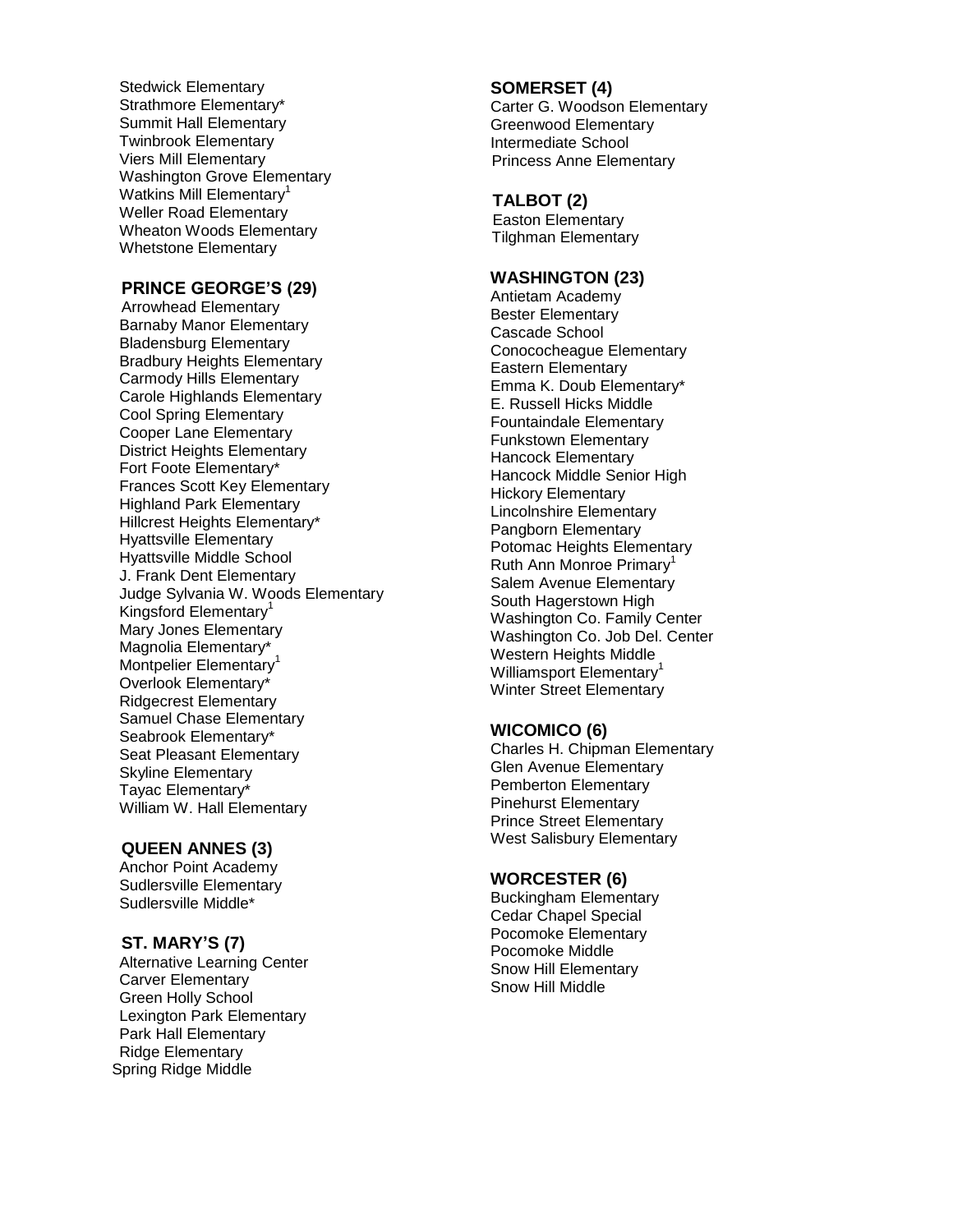Stedwick Elementary
Strathmore Elementary*
Summit Hall Elementary
Twinbrook Elementary
Viers Mill Elementary
Washington Grove Elementary
Watkins Mill Elementary[1]
Weller Road Elementary
Wheaton Woods Elementary
Whetstone Elementary

**PRINCE GEORGE'S (29)**

Arrowhead Elementary
Barnaby Manor Elementary
Bladensburg Elementary
Bradbury Heights Elementary
Carmody Hills Elementary
Carole Highlands Elementary
Cool Spring Elementary
Cooper Lane Elementary
District Heights Elementary
Fort Foote Elementary*
Frances Scott Key Elementary
Highland Park Elementary
Hillcrest Heights Elementary*
Hyattsville Elementary
Hyattsville Middle School
J. Frank Dent Elementary
Judge Sylvania W. Woods Elementary
Kingsford Elementary[1]
Mary Jones Elementary
Magnolia Elementary*
Montpelier Elementary[1]
Overlook Elementary*
Ridgecrest Elementary
Samuel Chase Elementary
Seabrook Elementary*
Seat Pleasant Elementary
Skyline Elementary
Tayac Elementary*
William W. Hall Elementary

**QUEEN ANNES (3)**

Anchor Point Academy
Sudlersville Elementary
Sudlersville Middle*

**ST. MARY'S (7)**

Alternative Learning Center
Carver Elementary
Green Holly School
Lexington Park Elementary
Park Hall Elementary
Ridge Elementary
Spring Ridge Middle

**SOMERSET (4)**

Carter G. Woodson Elementary
Greenwood Elementary
Intermediate School
Princess Anne Elementary

**TALBOT (2)**

Easton Elementary
Tilghman Elementary

**WASHINGTON (23)**

Antietam Academy
Bester Elementary
Cascade School
Conococheague Elementary
Eastern Elementary
Emma K. Doub Elementary*
E. Russell Hicks Middle
Fountaindale Elementary
Funkstown Elementary
Hancock Elementary
Hancock Middle Senior High
Hickory Elementary
Lincolnshire Elementary
Pangborn Elementary
Potomac Heights Elementary
Ruth Ann Monroe Primary[1]
Salem Avenue Elementary
South Hagerstown High
Washington Co. Family Center
Washington Co. Job Del. Center
Western Heights Middle
Williamsport Elementary[1]
Winter Street Elementary

**WICOMICO (6)**

Charles H. Chipman Elementary
Glen Avenue Elementary
Pemberton Elementary
Pinehurst Elementary
Prince Street Elementary
West Salisbury Elementary

**WORCESTER (6)**

Buckingham Elementary
Cedar Chapel Special
Pocomoke Elementary
Pocomoke Middle
Snow Hill Elementary
Snow Hill Middle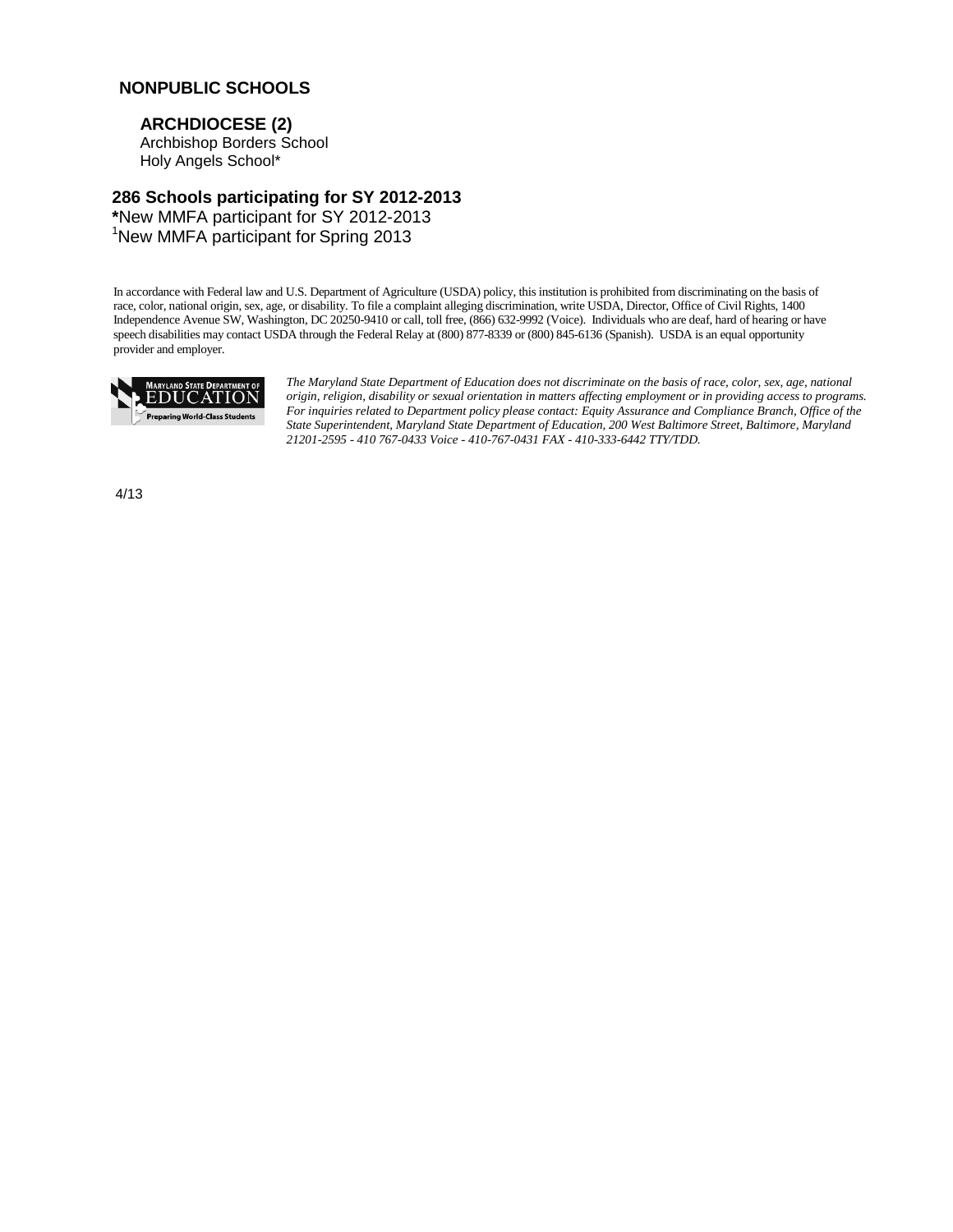## NONPUBLIC SCHOOLS

### ARCHDIOCESE (2)

Archbishop Borders School
Holy Angels School*

**286 Schools participating for SY 2012-2013**
***New MMFA participant for SY 2012-2013**
[1]New MMFA participant for Spring 2013

In accordance with Federal law and U.S. Department of Agriculture (USDA) policy, this institution is prohibited from discriminating on the basis of race, color, national origin, sex, age, or disability. To file a complaint alleging discrimination, write USDA, Director, Office of Civil Rights, 1400 Independence Avenue SW, Washington, DC 20250-9410 or call, toll free, (866) 632-9992 (Voice). Individuals who are deaf, hard of hearing or have speech disabilities may contact USDA through the Federal Relay at (800) 877-8339 or (800) 845-6136 (Spanish). USDA is an equal opportunity provider and employer.

MARYLAND STATE DEPARTMENT OF EDUCATION
Preparing World-Class Students

*The Maryland State Department of Education does not discriminate on the basis of race, color, sex, age, national origin, religion, disability or sexual orientation in matters affecting employment or in providing access to programs. For inquiries related to Department policy please contact: Equity Assurance and Compliance Branch, Office of the State Superintendent, Maryland State Department of Education, 200 West Baltimore Street, Baltimore, Maryland 21201-2595 - 410 767-0433 Voice - 410-767-0431 FAX - 410-333-6442 TTY/TDD.*

4/13